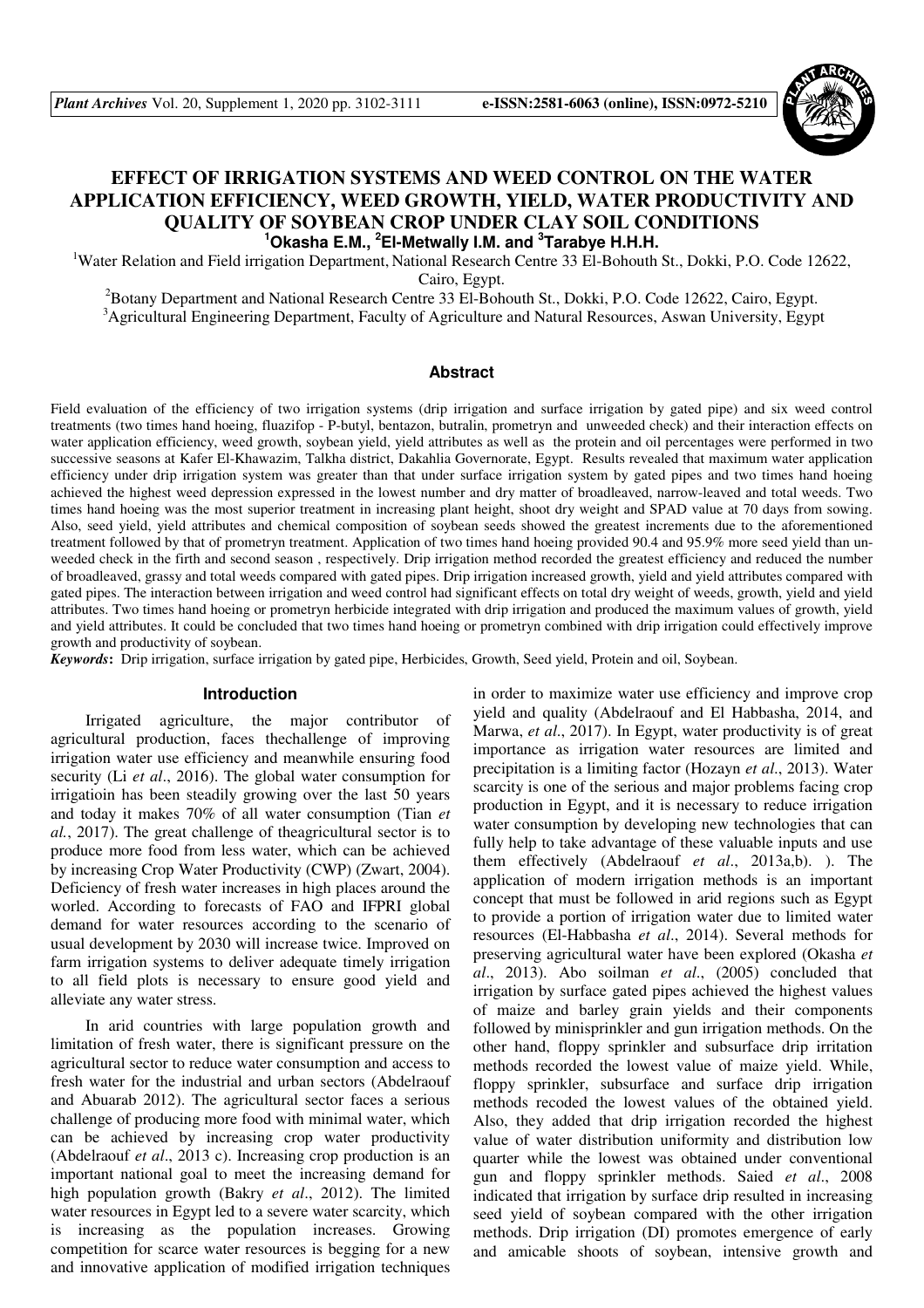# EFFECT OF IRRIGATION SYSTEMS AND WEED CONTROL ON THE WATER APPLICATION EFFICIENCY, WEED GROWTH, YIELD, WATER PRODUCTIVITY AND QUALITY OF SOYBEAN CROP UNDER CLAY SOIL CONDITIONS

**[1]Okasha E.M., [2]El-Metwally I.M. and [3]Tarabye H.H.H.**

[1]Water Relation and Field irrigation Department, National Research Centre 33 El-Bohouth St., Dokki, P.O. Code 12622, Cairo, Egypt.

[2]Botany Department and National Research Centre 33 El-Bohouth St., Dokki, P.O. Code 12622, Cairo, Egypt.

[3]Agricultural Engineering Department, Faculty of Agriculture and Natural Resources, Aswan University, Egypt

## Abstract

Field evaluation of the efficiency of two irrigation systems (drip irrigation and surface irrigation by gated pipe) and six weed control treatments (two times hand hoeing, fluazifop - P-butyl, bentazon, butralin, prometryn and unweeded check) and their interaction effects on water application efficiency, weed growth, soybean yield, yield attributes as well as the protein and oil percentages were performed in two successive seasons at Kafer El-Khawazim, Talkha district, Dakahlia Governorate, Egypt. Results revealed that maximum water application efficiency under drip irrigation system was greater than that under surface irrigation system by gated pipes and two times hand hoeing achieved the highest weed depression expressed in the lowest number and dry matter of broadleaved, narrow-leaved and total weeds. Two times hand hoeing was the most superior treatment in increasing plant height, shoot dry weight and SPAD value at 70 days from sowing. Also, seed yield, yield attributes and chemical composition of soybean seeds showed the greatest increments due to the aforementioned treatment followed by that of prometryn treatment. Application of two times hand hoeing provided 90.4 and 95.9% more seed yield than un-weeded check in the firth and second season , respectively. Drip irrigation method recorded the greatest efficiency and reduced the number of broadleaved, grassy and total weeds compared with gated pipes. Drip irrigation increased growth, yield and yield attributes compared with gated pipes. The interaction between irrigation and weed control had significant effects on total dry weight of weeds, growth, yield and yield attributes. Two times hand hoeing or prometryn herbicide integrated with drip irrigation and produced the maximum values of growth, yield and yield attributes. It could be concluded that two times hand hoeing or prometryn combined with drip irrigation could effectively improve growth and productivity of soybean.

***Keywords*:** Drip irrigation, surface irrigation by gated pipe, Herbicides, Growth, Seed yield, Protein and oil, Soybean.

## Introduction

Irrigated agriculture, the major contributor of agricultural production, faces thechallenge of improving irrigation water use efficiency and meanwhile ensuring food security (Li *et al*., 2016). The global water consumption for irrigatioin has been steadily growing over the last 50 years and today it makes 70% of all water consumption (Tian *et al.*, 2017). The great challenge of theagricultural sector is to produce more food from less water, which can be achieved by increasing Crop Water Productivity (CWP) (Zwart, 2004). Deficiency of fresh water increases in high places around the worled. According to forecasts of FAO and IFPRI global demand for water resources according to the scenario of usual development by 2030 will increase twice. Improved on farm irrigation systems to deliver adequate timely irrigation to all field plots is necessary to ensure good yield and alleviate any water stress.

In arid countries with large population growth and limitation of fresh water, there is significant pressure on the agricultural sector to reduce water consumption and access to fresh water for the industrial and urban sectors (Abdelraouf and Abuarab 2012). The agricultural sector faces a serious challenge of producing more food with minimal water, which can be achieved by increasing crop water productivity (Abdelraouf *et al*., 2013 c). Increasing crop production is an important national goal to meet the increasing demand for high population growth (Bakry *et al*., 2012). The limited water resources in Egypt led to a severe water scarcity, which is increasing as the population increases. Growing competition for scarce water resources is begging for a new and innovative application of modified irrigation techniques in order to maximize water use efficiency and improve crop yield and quality (Abdelraouf and El Habbasha, 2014, and Marwa, *et al*., 2017). In Egypt, water productivity is of great importance as irrigation water resources are limited and precipitation is a limiting factor (Hozayn *et al*., 2013). Water scarcity is one of the serious and major problems facing crop production in Egypt, and it is necessary to reduce irrigation water consumption by developing new technologies that can fully help to take advantage of these valuable inputs and use them effectively (Abdelraouf *et al*., 2013a,b). ). The application of modern irrigation methods is an important concept that must be followed in arid regions such as Egypt to provide a portion of irrigation water due to limited water resources (El-Habbasha *et al*., 2014). Several methods for preserving agricultural water have been explored (Okasha *et al*., 2013). Abo soilman *et al*., (2005) concluded that irrigation by surface gated pipes achieved the highest values of maize and barley grain yields and their components followed by minisprinkler and gun irrigation methods. On the other hand, floppy sprinkler and subsurface drip irritation methods recorded the lowest value of maize yield. While, floppy sprinkler, subsurface and surface drip irrigation methods recoded the lowest values of the obtained yield. Also, they added that drip irrigation recorded the highest value of water distribution uniformity and distribution low quarter while the lowest was obtained under conventional gun and floppy sprinkler methods. Saied *et al*., 2008 indicated that irrigation by surface drip resulted in increasing seed yield of soybean compared with the other irrigation methods. Drip irrigation (DI) promotes emergence of early and amicable shoots of soybean, intensive growth and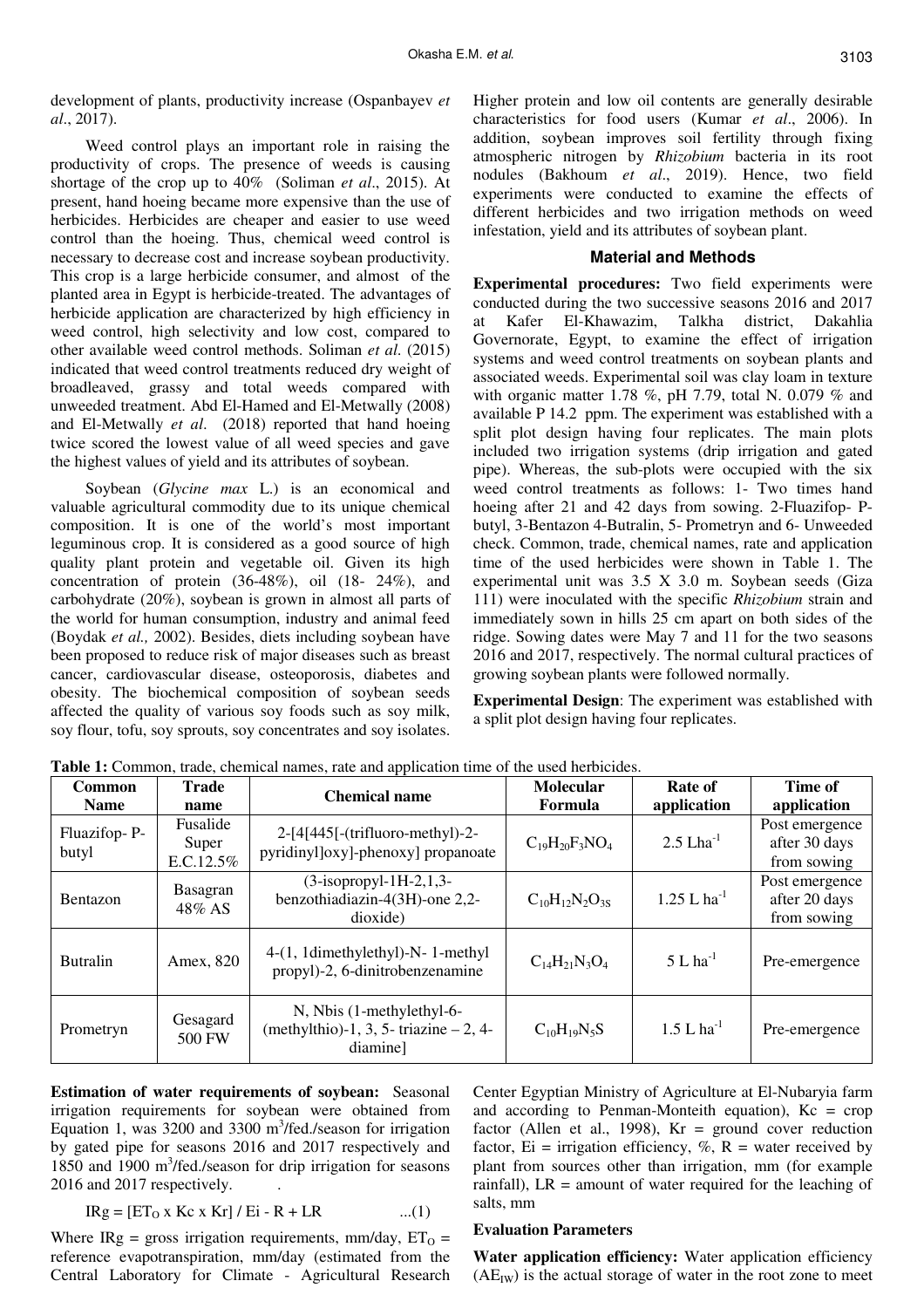development of plants, productivity increase (Ospanbayev *et al*., 2017).

Weed control plays an important role in raising the productivity of crops. The presence of weeds is causing shortage of the crop up to 40% (Soliman *et al*., 2015). At present, hand hoeing became more expensive than the use of herbicides. Herbicides are cheaper and easier to use weed control than the hoeing. Thus, chemical weed control is necessary to decrease cost and increase soybean productivity. This crop is a large herbicide consumer, and almost of the planted area in Egypt is herbicide-treated. The advantages of herbicide application are characterized by high efficiency in weed control, high selectivity and low cost, compared to other available weed control methods. Soliman *et al.* (2015) indicated that weed control treatments reduced dry weight of broadleaved, grassy and total weeds compared with unweeded treatment. Abd El-Hamed and El-Metwally (2008) and El-Metwally *et al*. (2018) reported that hand hoeing twice scored the lowest value of all weed species and gave the highest values of yield and its attributes of soybean.

Soybean (*Glycine max* L.) is an economical and valuable agricultural commodity due to its unique chemical composition. It is one of the world's most important leguminous crop. It is considered as a good source of high quality plant protein and vegetable oil. Given its high concentration of protein (36-48%), oil (18- 24%), and carbohydrate (20%), soybean is grown in almost all parts of the world for human consumption, industry and animal feed (Boydak *et al.,* 2002). Besides, diets including soybean have been proposed to reduce risk of major diseases such as breast cancer, cardiovascular disease, osteoporosis, diabetes and obesity. The biochemical composition of soybean seeds affected the quality of various soy foods such as soy milk, soy flour, tofu, soy sprouts, soy concentrates and soy isolates. Higher protein and low oil contents are generally desirable characteristics for food users (Kumar *et al*., 2006). In addition, soybean improves soil fertility through fixing atmospheric nitrogen by *Rhizobium* bacteria in its root nodules (Bakhoum *et al*., 2019). Hence, two field experiments were conducted to examine the effects of different herbicides and two irrigation methods on weed infestation, yield and its attributes of soybean plant.

## Material and Methods

**Experimental procedures:** Two field experiments were conducted during the two successive seasons 2016 and 2017 at Kafer El-Khawazim, Talkha district, Dakahlia Governorate, Egypt, to examine the effect of irrigation systems and weed control treatments on soybean plants and associated weeds. Experimental soil was clay loam in texture with organic matter 1.78 %, pH 7.79, total N. 0.079 % and available P 14.2 ppm. The experiment was established with a split plot design having four replicates. The main plots included two irrigation systems (drip irrigation and gated pipe). Whereas, the sub-plots were occupied with the six weed control treatments as follows: 1- Two times hand hoeing after 21 and 42 days from sowing. 2-Fluazifop- P-butyl, 3-Bentazon 4-Butralin, 5- Prometryn and 6- Unweeded check. Common, trade, chemical names, rate and application time of the used herbicides were shown in Table 1. The experimental unit was 3.5 X 3.0 m. Soybean seeds (Giza 111) were inoculated with the specific *Rhizobium* strain and immediately sown in hills 25 cm apart on both sides of the ridge. Sowing dates were May 7 and 11 for the two seasons 2016 and 2017, respectively. The normal cultural practices of growing soybean plants were followed normally.

**Experimental Design**: The experiment was established with a split plot design having four replicates.

**Table 1:** Common, trade, chemical names, rate and application time of the used herbicides.

| Common Name | Trade name | Chemical name | Molecular Formula | Rate of application | Time of application |
|---|---|---|---|---|---|
| Fluazifop- P-butyl | Fusalide Super E.C.12.5% | 2-[4[445[-(trifluoro-methyl)-2-pyridinyl]oxy]-phenoxy] propanoate | $C_{19}H_{20}F_3NO_4$ | 2.5 $Lha^{-1}$ | Post emergence after 30 days from sowing |
| Bentazon | Basagran 48% AS | (3-isopropyl-1H-2,1,3-benzothiadiazin-4(3H)-one 2,2-dioxide) | $C_{10}H_{12}N_2O_{3S}$ | 1.25 L $ha^{-1}$ | Post emergence after 20 days from sowing |
| Butralin | Amex, 820 | 4-(1, 1dimethylethyl)-N- 1-methyl propyl)-2, 6-dinitrobenzenamine | $C_{14}H_{21}N_3O_4$ | 5 L $ha^{-1}$ | Pre-emergence |
| Prometryn | Gesagard 500 FW | N, Nbis (1-methylethyl-6-(methylthio)-1, 3, 5- triazine – 2, 4-diamine] | $C_{10}H_{19}N_5S$ | 1.5 L $ha^{-1}$ | Pre-emergence |

**Estimation of water requirements of soybean:** Seasonal irrigation requirements for soybean were obtained from Equation 1, was 3200 and 3300 $m^3$/fed./season for irrigation by gated pipe for seasons 2016 and 2017 respectively and 1850 and 1900 $m^3$/fed./season for drip irrigation for seasons 2016 and 2017 respectively.

$$IRg = [ET_O \times Kc \times Kr] / Ei - R + LR \qquad ...(1)$$

Where IRg = gross irrigation requirements, mm/day, $ET_O$ = reference evapotranspiration, mm/day (estimated from the Central Laboratory for Climate - Agricultural Research Center Egyptian Ministry of Agriculture at El-Nubaryia farm and according to Penman-Monteith equation), Kc = crop factor (Allen et al., 1998), Kr = ground cover reduction factor, Ei = irrigation efficiency, %, R = water received by plant from sources other than irrigation, mm (for example rainfall), LR = amount of water required for the leaching of salts, mm

### Evaluation Parameters

**Water application efficiency:** Water application efficiency ($AE_{IW}$) is the actual storage of water in the root zone to meet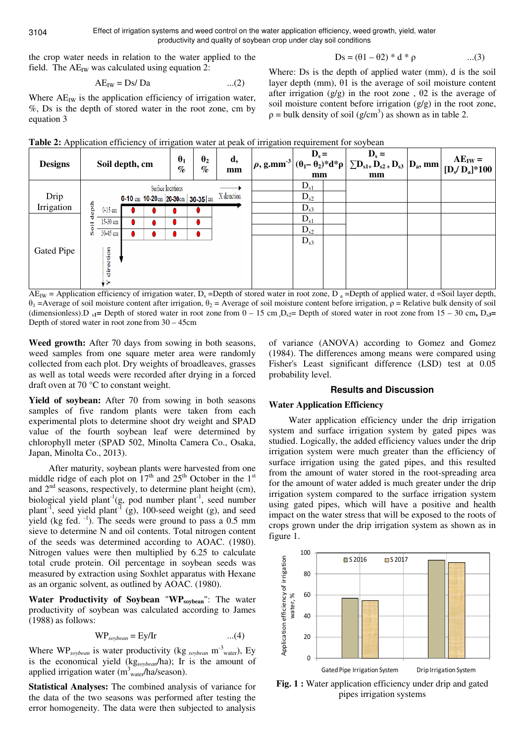the crop water needs in relation to the water applied to the field. The $AE_{IW}$ was calculated using equation 2:

$$AE_{IW} = Ds / Da \qquad ...(2)$$

Where $AE_{IW}$ is the application efficiency of irrigation water, %, Ds is the depth of stored water in the root zone, cm by equation 3

$$Ds = (\theta 1 - \theta 2) * d * \rho \qquad ...(3)$$

Where: Ds is the depth of applied water (mm), d is the soil layer depth (mm), θ1 is the average of soil moisture content after irrigation (g/g) in the root zone , θ2 is the average of soil moisture content before irrigation (g/g) in the root zone, ρ = bulk density of soil (g/cm$^3$) as shown as in table 2.

**Table 2:** Application efficiency of irrigation water at peak of irrigation requirement for soybean

| Designs | Soil depth, cm | $\theta_1$ % | $\theta_2$ % | d, mm | $\rho$, g.mm$^{-3}$ | $D_s = (\theta_1 - \theta_2)*d*\rho$ mm | | $D_s = \sum D_{s1} + D_{s2} + D_{s3}$ mm | $D_a$, mm | $AE_{IW} = [D_s / D_a]*100$ |
|---|---|---|---|---|---|---|---|---|---|---|
| Drip Irrigation | Surface locations (X direction): 0-10 cm, 10-20 cm, 20-30 cm, 30-35 cm; Soil depth (Y direction): 0-15 cm, 15-30 cm, 30-45 cm | | | | | $D_{s1}$ | | | | |
| | | | | | | $D_{s2}$ | | | | |
| | | | | | | $D_{s3}$ | | | | |
| Gated Pipe | | | | | | $D_{s1}$ | | | | |
| | | | | | | $D_{s2}$ | | | | |
| | | | | | | $D_{s3}$ | | | | |

$AE_{IW}$ = Application efficiency of irrigation water, $D_s$ =Depth of stored water in root zone, $D_a$ =Depth of applied water, d =Soil layer depth, $\theta_1$ =Average of soil moisture content after irrigation, $\theta_2$ = Average of soil moisture content before irrigation, ρ = Relative bulk density of soil (dimensionless). $D_{s1}$= Depth of stored water in root zone from 0 – 15 cm , $D_{s2}$= Depth of stored water in root zone from 15 – 30 cm, $D_{s3}$= Depth of stored water in root zone from 30 – 45cm

**Weed growth:** After 70 days from sowing in both seasons, weed samples from one square meter area were randomly collected from each plot. Dry weights of broadleaves, grasses as well as total weeds were recorded after drying in a forced draft oven at 70 °C to constant weight.

**Yield of soybean:** After 70 from sowing in both seasons samples of five random plants were taken from each experimental plots to determine shoot dry weight and SPAD value of the fourth soybean leaf were determined by chlorophyll meter (SPAD 502, Minolta Camera Co., Osaka, Japan, Minolta Co., 2013).

After maturity, soybean plants were harvested from one middle ridge of each plot on 17$^{th}$ and 25$^{th}$ October in the 1$^{st}$ and 2$^{nd}$ seasons, respectively, to determine plant height (cm), biological yield plant$^{-1}$(g, pod number plant$^{-1}$, seed number plant$^{-1}$, seed yield plant$^{-1}$ (g), 100-seed weight (g), and seed yield (kg fed. $^{-1}$). The seeds were ground to pass a 0.5 mm sieve to determine N and oil contents. Total nitrogen content of the seeds was determined according to AOAC. (1980). Nitrogen values were then multiplied by 6.25 to calculate total crude protein. Oil percentage in soybean seeds was measured by extraction using Soxhlet apparatus with Hexane as an organic solvent, as outlined by AOAC. (1980).

**Water Productivity of Soybean "$WP_{soybean}$":** The water productivity of soybean was calculated according to James (1988) as follows:

$$WP_{soybean} = Ey/Ir \qquad ...(4)$$

Where $WP_{soybean}$ is water productivity (kg $_{soybean}$ m$^{-3}$$_{water}$), Ey is the economical yield (kg$_{soybean}$/ha); Ir is the amount of applied irrigation water (m$^3$$_{water}$/ha/season).

**Statistical Analyses:** The combined analysis of variance for the data of the two seasons was performed after testing the error homogeneity. The data were then subjected to analysis of variance (ANOVA) according to Gomez and Gomez (1984). The differences among means were compared using Fisher's Least significant difference (LSD) test at 0.05 probability level.

## Results and Discussion

### Water Application Efficiency

Water application efficiency under the drip irrigation system and surface irrigation system by gated pipes was studied. Logically, the added efficiency values under the drip irrigation system were much greater than the efficiency of surface irrigation using the gated pipes, and this resulted from the amount of water stored in the root-spreading area for the amount of water added is much greater under the drip irrigation system compared to the surface irrigation system using gated pipes, which will have a positive and health impact on the water stress that will be exposed to the roots of crops grown under the drip irrigation system as shown as in figure 1.

**Fig. 1 :** Water application efficiency under drip and gated pipes irrigation systems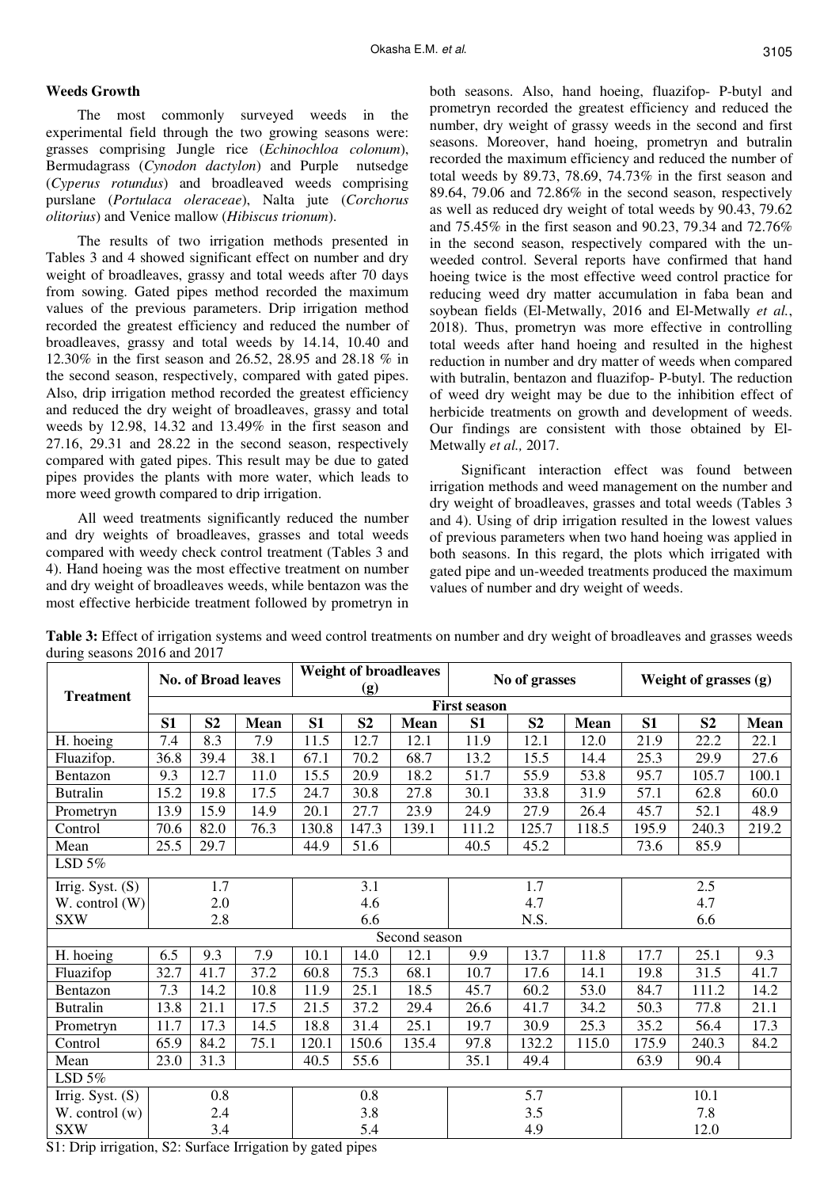### Weeds Growth

The most commonly surveyed weeds in the experimental field through the two growing seasons were: grasses comprising Jungle rice (*Echinochloa colonum*), Bermudagrass (*Cynodon dactylon*) and Purple nutsedge (*Cyperus rotundus*) and broadleaved weeds comprising purslane (*Portulaca oleraceae*), Nalta jute (*Corchorus olitorius*) and Venice mallow (*Hibiscus trionum*).

The results of two irrigation methods presented in Tables 3 and 4 showed significant effect on number and dry weight of broadleaves, grassy and total weeds after 70 days from sowing. Gated pipes method recorded the maximum values of the previous parameters. Drip irrigation method recorded the greatest efficiency and reduced the number of broadleaves, grassy and total weeds by 14.14, 10.40 and 12.30% in the first season and 26.52, 28.95 and 28.18 % in the second season, respectively, compared with gated pipes. Also, drip irrigation method recorded the greatest efficiency and reduced the dry weight of broadleaves, grassy and total weeds by 12.98, 14.32 and 13.49% in the first season and 27.16, 29.31 and 28.22 in the second season, respectively compared with gated pipes. This result may be due to gated pipes provides the plants with more water, which leads to more weed growth compared to drip irrigation.

All weed treatments significantly reduced the number and dry weights of broadleaves, grasses and total weeds compared with weedy check control treatment (Tables 3 and 4). Hand hoeing was the most effective treatment on number and dry weight of broadleaves weeds, while bentazon was the most effective herbicide treatment followed by prometryn in both seasons. Also, hand hoeing, fluazifop- P-butyl and prometryn recorded the greatest efficiency and reduced the number, dry weight of grassy weeds in the second and first seasons. Moreover, hand hoeing, prometryn and butralin recorded the maximum efficiency and reduced the number of total weeds by 89.73, 78.69, 74.73% in the first season and 89.64, 79.06 and 72.86% in the second season, respectively as well as reduced dry weight of total weeds by 90.43, 79.62 and 75.45% in the first season and 90.23, 79.34 and 72.76% in the second season, respectively compared with the un-weeded control. Several reports have confirmed that hand hoeing twice is the most effective weed control practice for reducing weed dry matter accumulation in faba bean and soybean fields (El-Metwally, 2016 and El-Metwally *et al.*, 2018). Thus, prometryn was more effective in controlling total weeds after hand hoeing and resulted in the highest reduction in number and dry matter of weeds when compared with butralin, bentazon and fluazifop- P-butyl. The reduction of weed dry weight may be due to the inhibition effect of herbicide treatments on growth and development of weeds. Our findings are consistent with those obtained by El-Metwally *et al.,* 2017.

Significant interaction effect was found between irrigation methods and weed management on the number and dry weight of broadleaves, grasses and total weeds (Tables 3 and 4). Using of drip irrigation resulted in the lowest values of previous parameters when two hand hoeing was applied in both seasons. In this regard, the plots which irrigated with gated pipe and un-weeded treatments produced the maximum values of number and dry weight of weeds.

**Table 3:** Effect of irrigation systems and weed control treatments on number and dry weight of broadleaves and grasses weeds during seasons 2016 and 2017

| Treatment | No. of Broad leaves | | | Weight of broadleaves (g) | | | No of grasses | | | Weight of grasses (g) | | |
|---|---|---|---|---|---|---|---|---|---|---|---|---|
| | **First season** | | | | | | | | | | | |
| | S1 | S2 | Mean | S1 | S2 | Mean | S1 | S2 | Mean | S1 | S2 | Mean |
| H. hoeing | 7.4 | 8.3 | 7.9 | 11.5 | 12.7 | 12.1 | 11.9 | 12.1 | 12.0 | 21.9 | 22.2 | 22.1 |
| Fluazifop. | 36.8 | 39.4 | 38.1 | 67.1 | 70.2 | 68.7 | 13.2 | 15.5 | 14.4 | 25.3 | 29.9 | 27.6 |
| Bentazon | 9.3 | 12.7 | 11.0 | 15.5 | 20.9 | 18.2 | 51.7 | 55.9 | 53.8 | 95.7 | 105.7 | 100.1 |
| Butralin | 15.2 | 19.8 | 17.5 | 24.7 | 30.8 | 27.8 | 30.1 | 33.8 | 31.9 | 57.1 | 62.8 | 60.0 |
| Prometryn | 13.9 | 15.9 | 14.9 | 20.1 | 27.7 | 23.9 | 24.9 | 27.9 | 26.4 | 45.7 | 52.1 | 48.9 |
| Control | 70.6 | 82.0 | 76.3 | 130.8 | 147.3 | 139.1 | 111.2 | 125.7 | 118.5 | 195.9 | 240.3 | 219.2 |
| Mean | 25.5 | 29.7 | | 44.9 | 51.6 | | 40.5 | 45.2 | | 73.6 | 85.9 | |
| LSD 5% | | | | | | | | | | | | |
| Irrig. Syst. (S) | 1.7 | | | 3.1 | | | 1.7 | | | 2.5 | | |
| W. control (W) | 2.0 | | | 4.6 | | | 4.7 | | | 4.7 | | |
| SXW | 2.8 | | | 6.6 | | | N.S. | | | 6.6 | | |
| | **Second season** | | | | | | | | | | | |
| H. hoeing | 6.5 | 9.3 | 7.9 | 10.1 | 14.0 | 12.1 | 9.9 | 13.7 | 11.8 | 17.7 | 25.1 | 9.3 |
| Fluazifop | 32.7 | 41.7 | 37.2 | 60.8 | 75.3 | 68.1 | 10.7 | 17.6 | 14.1 | 19.8 | 31.5 | 41.7 |
| Bentazon | 7.3 | 14.2 | 10.8 | 11.9 | 25.1 | 18.5 | 45.7 | 60.2 | 53.0 | 84.7 | 111.2 | 14.2 |
| Butralin | 13.8 | 21.1 | 17.5 | 21.5 | 37.2 | 29.4 | 26.6 | 41.7 | 34.2 | 50.3 | 77.8 | 21.1 |
| Prometryn | 11.7 | 17.3 | 14.5 | 18.8 | 31.4 | 25.1 | 19.7 | 30.9 | 25.3 | 35.2 | 56.4 | 17.3 |
| Control | 65.9 | 84.2 | 75.1 | 120.1 | 150.6 | 135.4 | 97.8 | 132.2 | 115.0 | 175.9 | 240.3 | 84.2 |
| Mean | 23.0 | 31.3 | | 40.5 | 55.6 | | 35.1 | 49.4 | | 63.9 | 90.4 | |
| LSD 5% | | | | | | | | | | | | |
| Irrig. Syst. (S) | 0.8 | | | 0.8 | | | 5.7 | | | 10.1 | | |
| W. control (w) | 2.4 | | | 3.8 | | | 3.5 | | | 7.8 | | |
| SXW | 3.4 | | | 5.4 | | | 4.9 | | | 12.0 | | |

S1: Drip irrigation, S2: Surface Irrigation by gated pipes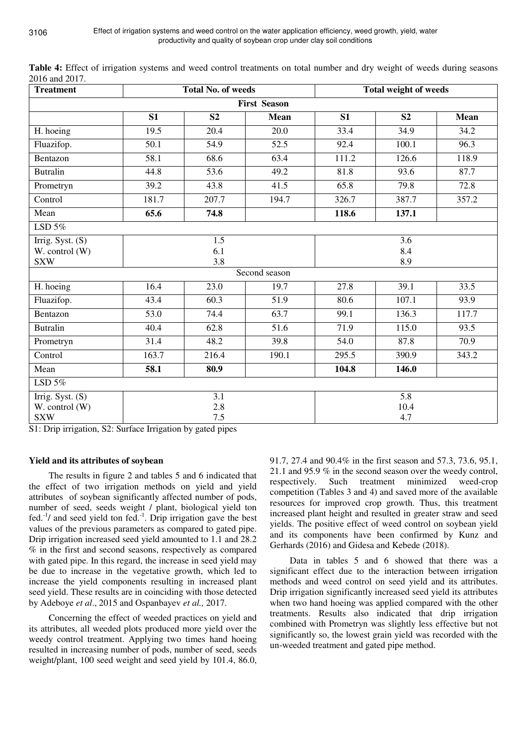**Table 4:** Effect of irrigation systems and weed control treatments on total number and dry weight of weeds during seasons 2016 and 2017.

| Treatment | Total No. of weeds | | | Total weight of weeds | | |
|---|---|---|---|---|---|---|
| **First Season** | | | | | | |
| | **S1** | **S2** | **Mean** | **S1** | **S2** | **Mean** |
| H. hoeing | 19.5 | 20.4 | 20.0 | 33.4 | 34.9 | 34.2 |
| Fluazifop. | 50.1 | 54.9 | 52.5 | 92.4 | 100.1 | 96.3 |
| Bentazon | 58.1 | 68.6 | 63.4 | 111.2 | 126.6 | 118.9 |
| Butralin | 44.8 | 53.6 | 49.2 | 81.8 | 93.6 | 87.7 |
| Prometryn | 39.2 | 43.8 | 41.5 | 65.8 | 79.8 | 72.8 |
| Control | 181.7 | 207.7 | 194.7 | 326.7 | 387.7 | 357.2 |
| Mean | **65.6** | **74.8** | | **118.6** | **137.1** | |
| LSD 5% | | | | | | |
| Irrig. Syst. (S) | 1.5 | | | 3.6 | | |
| W. control (W) | 6.1 | | | 8.4 | | |
| SXW | 3.8 | | | 8.9 | | |
| Second season | | | | | | |
| H. hoeing | 16.4 | 23.0 | 19.7 | 27.8 | 39.1 | 33.5 |
| Fluazifop. | 43.4 | 60.3 | 51.9 | 80.6 | 107.1 | 93.9 |
| Bentazon | 53.0 | 74.4 | 63.7 | 99.1 | 136.3 | 117.7 |
| Butralin | 40.4 | 62.8 | 51.6 | 71.9 | 115.0 | 93.5 |
| Prometryn | 31.4 | 48.2 | 39.8 | 54.0 | 87.8 | 70.9 |
| Control | 163.7 | 216.4 | 190.1 | 295.5 | 390.9 | 343.2 |
| Mean | **58.1** | **80.9** | | **104.8** | **146.0** | |
| LSD 5% | | | | | | |
| Irrig. Syst. (S) | 3.1 | | | 5.8 | | |
| W. control (W) | 2.8 | | | 10.4 | | |
| SXW | 7.5 | | | 4.7 | | |

S1: Drip irrigation, S2: Surface Irrigation by gated pipes

### Yield and its attributes of soybean

The results in figure 2 and tables 5 and 6 indicated that the effect of two irrigation methods on yield and yield attributes of soybean significantly affected number of pods, number of seed, seeds weight / plant, biological yield ton fed.$^{-1}$/ and seed yield ton fed.$^{-1}$. Drip irrigation gave the best values of the previous parameters as compared to gated pipe. Drip irrigation increased seed yield amounted to 1.1 and 28.2 % in the first and second seasons, respectively as compared with gated pipe. In this regard, the increase in seed yield may be due to increase in the vegetative growth, which led to increase the yield components resulting in increased plant seed yield. These results are in coinciding with those detected by Adeboye *et al*., 2015 and Ospanbayev *et al.,* 2017.

Concerning the effect of weeded practices on yield and its attributes, all weeded plots produced more yield over the weedy control treatment. Applying two times hand hoeing resulted in increasing number of pods, number of seed, seeds weight/plant, 100 seed weight and seed yield by 101.4, 86.0, 91.7, 27.4 and 90.4% in the first season and 57.3, 73.6, 95.1, 21.1 and 95.9 % in the second season over the weedy control, respectively. Such treatment minimized weed-crop competition (Tables 3 and 4) and saved more of the available resources for improved crop growth. Thus, this treatment increased plant height and resulted in greater straw and seed yields. The positive effect of weed control on soybean yield and its components have been confirmed by Kunz and Gerhards (2016) and Gidesa and Kebede (2018).

Data in tables 5 and 6 showed that there was a significant effect due to the interaction between irrigation methods and weed control on seed yield and its attributes. Drip irrigation significantly increased seed yield its attributes when two hand hoeing was applied compared with the other treatments. Results also indicated that drip irrigation combined with Prometryn was slightly less effective but not significantly so, the lowest grain yield was recorded with the un-weeded treatment and gated pipe method.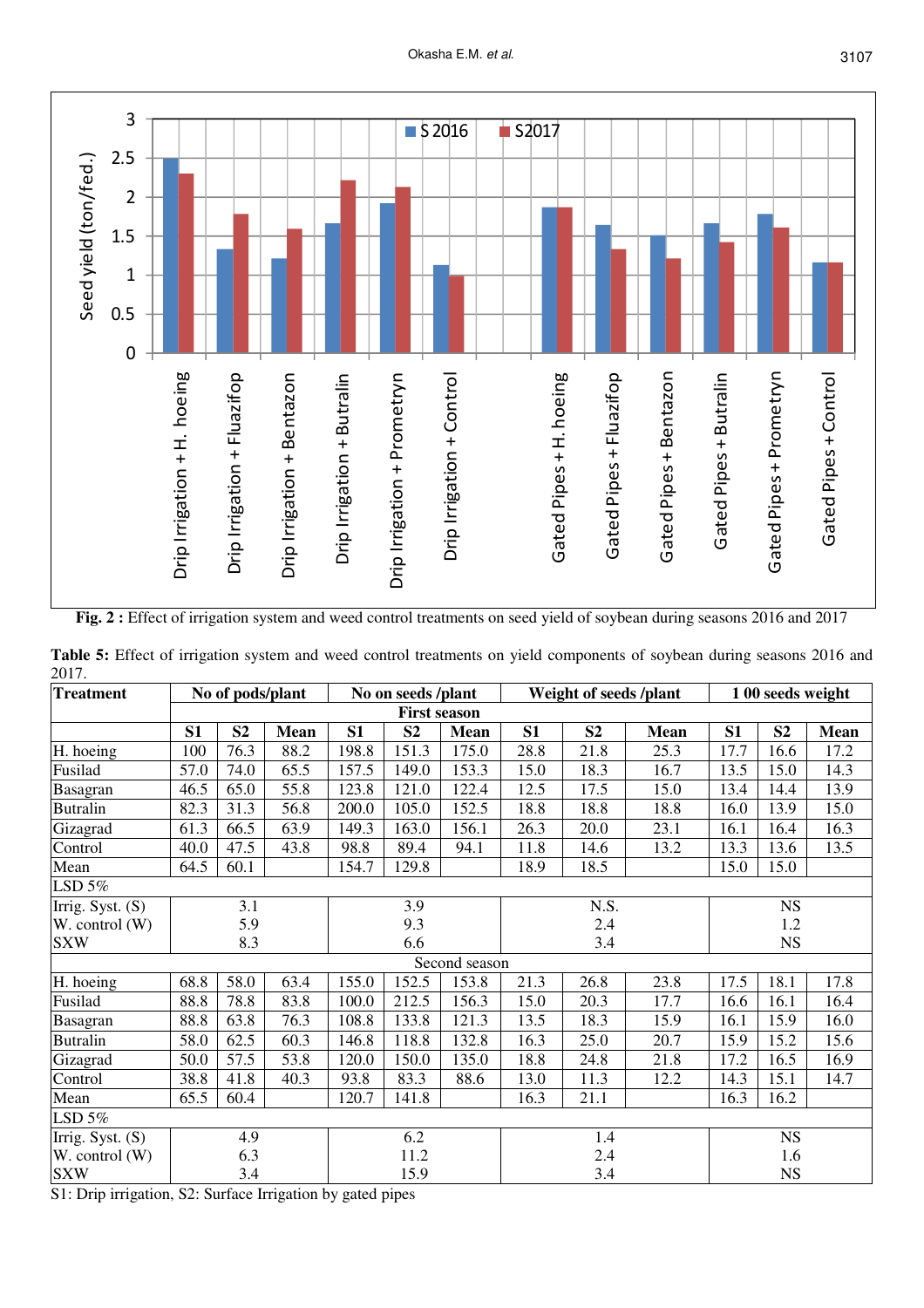**Fig. 2 :** Effect of irrigation system and weed control treatments on seed yield of soybean during seasons 2016 and 2017

**Table 5:** Effect of irrigation system and weed control treatments on yield components of soybean during seasons 2016 and 2017.

| Treatment | No of pods/plant | | | No on seeds /plant | | | Weight of seeds /plant | | | 1 00 seeds weight | | |
|---|---|---|---|---|---|---|---|---|---|---|---|---|
| | **First season** | | | | | | | | | | | |
| | **S1** | **S2** | **Mean** | **S1** | **S2** | **Mean** | **S1** | **S2** | **Mean** | **S1** | **S2** | **Mean** |
| H. hoeing | 100 | 76.3 | 88.2 | 198.8 | 151.3 | 175.0 | 28.8 | 21.8 | 25.3 | 17.7 | 16.6 | 17.2 |
| Fusilad | 57.0 | 74.0 | 65.5 | 157.5 | 149.0 | 153.3 | 15.0 | 18.3 | 16.7 | 13.5 | 15.0 | 14.3 |
| Basagran | 46.5 | 65.0 | 55.8 | 123.8 | 121.0 | 122.4 | 12.5 | 17.5 | 15.0 | 13.4 | 14.4 | 13.9 |
| Butralin | 82.3 | 31.3 | 56.8 | 200.0 | 105.0 | 152.5 | 18.8 | 18.8 | 18.8 | 16.0 | 13.9 | 15.0 |
| Gizagrad | 61.3 | 66.5 | 63.9 | 149.3 | 163.0 | 156.1 | 26.3 | 20.0 | 23.1 | 16.1 | 16.4 | 16.3 |
| Control | 40.0 | 47.5 | 43.8 | 98.8 | 89.4 | 94.1 | 11.8 | 14.6 | 13.2 | 13.3 | 13.6 | 13.5 |
| Mean | 64.5 | 60.1 | | 154.7 | 129.8 | | 18.9 | 18.5 | | 15.0 | 15.0 | |
| LSD 5% | | | | | | | | | | | | |
| Irrig. Syst. (S) | 3.1 | | | 3.9 | | | N.S. | | | NS | | |
| W. control (W) | 5.9 | | | 9.3 | | | 2.4 | | | 1.2 | | |
| SXW | 8.3 | | | 6.6 | | | 3.4 | | | NS | | |
| | Second season | | | | | | | | | | | |
| H. hoeing | 68.8 | 58.0 | 63.4 | 155.0 | 152.5 | 153.8 | 21.3 | 26.8 | 23.8 | 17.5 | 18.1 | 17.8 |
| Fusilad | 88.8 | 78.8 | 83.8 | 100.0 | 212.5 | 156.3 | 15.0 | 20.3 | 17.7 | 16.6 | 16.1 | 16.4 |
| Basagran | 88.8 | 63.8 | 76.3 | 108.8 | 133.8 | 121.3 | 13.5 | 18.3 | 15.9 | 16.1 | 15.9 | 16.0 |
| Butralin | 58.0 | 62.5 | 60.3 | 146.8 | 118.8 | 132.8 | 16.3 | 25.0 | 20.7 | 15.9 | 15.2 | 15.6 |
| Gizagrad | 50.0 | 57.5 | 53.8 | 120.0 | 150.0 | 135.0 | 18.8 | 24.8 | 21.8 | 17.2 | 16.5 | 16.9 |
| Control | 38.8 | 41.8 | 40.3 | 93.8 | 83.3 | 88.6 | 13.0 | 11.3 | 12.2 | 14.3 | 15.1 | 14.7 |
| Mean | 65.5 | 60.4 | | 120.7 | 141.8 | | 16.3 | 21.1 | | 16.3 | 16.2 | |
| LSD 5% | | | | | | | | | | | | |
| Irrig. Syst. (S) | 4.9 | | | 6.2 | | | 1.4 | | | NS | | |
| W. control (W) | 6.3 | | | 11.2 | | | 2.4 | | | 1.6 | | |
| SXW | 3.4 | | | 15.9 | | | 3.4 | | | NS | | |

S1: Drip irrigation, S2: Surface Irrigation by gated pipes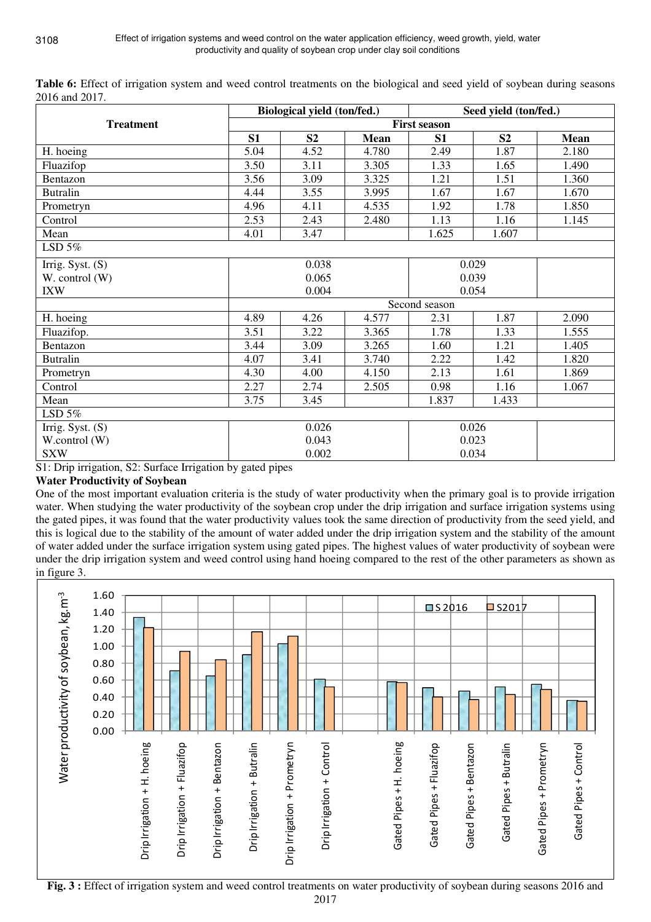**Table 6:** Effect of irrigation system and weed control treatments on the biological and seed yield of soybean during seasons 2016 and 2017.

| Treatment | Biological yield (ton/fed.) | | | Seed yield (ton/fed.) | | |
|---|---|---|---|---|---|---|
| | First season | | | | | |
| | **S1** | **S2** | **Mean** | **S1** | **S2** | **Mean** |
| H. hoeing | 5.04 | 4.52 | 4.780 | 2.49 | 1.87 | 2.180 |
| Fluazifop | 3.50 | 3.11 | 3.305 | 1.33 | 1.65 | 1.490 |
| Bentazon | 3.56 | 3.09 | 3.325 | 1.21 | 1.51 | 1.360 |
| Butralin | 4.44 | 3.55 | 3.995 | 1.67 | 1.67 | 1.670 |
| Prometryn | 4.96 | 4.11 | 4.535 | 1.92 | 1.78 | 1.850 |
| Control | 2.53 | 2.43 | 2.480 | 1.13 | 1.16 | 1.145 |
| Mean | 4.01 | 3.47 | | 1.625 | 1.607 | |
| LSD 5% | | | | | | |
| Irrig. Syst. (S) | 0.038 | | | 0.029 | | |
| W. control (W) | 0.065 | | | 0.039 | | |
| IXW | 0.004 | | | 0.054 | | |
| | Second season | | | | | |
| H. hoeing | 4.89 | 4.26 | 4.577 | 2.31 | 1.87 | 2.090 |
| Fluazifop. | 3.51 | 3.22 | 3.365 | 1.78 | 1.33 | 1.555 |
| Bentazon | 3.44 | 3.09 | 3.265 | 1.60 | 1.21 | 1.405 |
| Butralin | 4.07 | 3.41 | 3.740 | 2.22 | 1.42 | 1.820 |
| Prometryn | 4.30 | 4.00 | 4.150 | 2.13 | 1.61 | 1.869 |
| Control | 2.27 | 2.74 | 2.505 | 0.98 | 1.16 | 1.067 |
| Mean | 3.75 | 3.45 | | 1.837 | 1.433 | |
| LSD 5% | | | | | | |
| Irrig. Syst. (S) | 0.026 | | | 0.026 | | |
| W.control (W) | 0.043 | | | 0.023 | | |
| SXW | 0.002 | | | 0.034 | | |

S1: Drip irrigation, S2: Surface Irrigation by gated pipes

**Water Productivity of Soybean**

One of the most important evaluation criteria is the study of water productivity when the primary goal is to provide irrigation water. When studying the water productivity of the soybean crop under the drip irrigation and surface irrigation systems using the gated pipes, it was found that the water productivity values took the same direction of productivity from the seed yield, and this is logical due to the stability of the amount of water added under the drip irrigation system and the stability of the amount of water added under the surface irrigation system using gated pipes. The highest values of water productivity of soybean were under the drip irrigation system and weed control using hand hoeing compared to the rest of the other parameters as shown as in figure 3.

**Fig. 3 :** Effect of irrigation system and weed control treatments on water productivity of soybean during seasons 2016 and 2017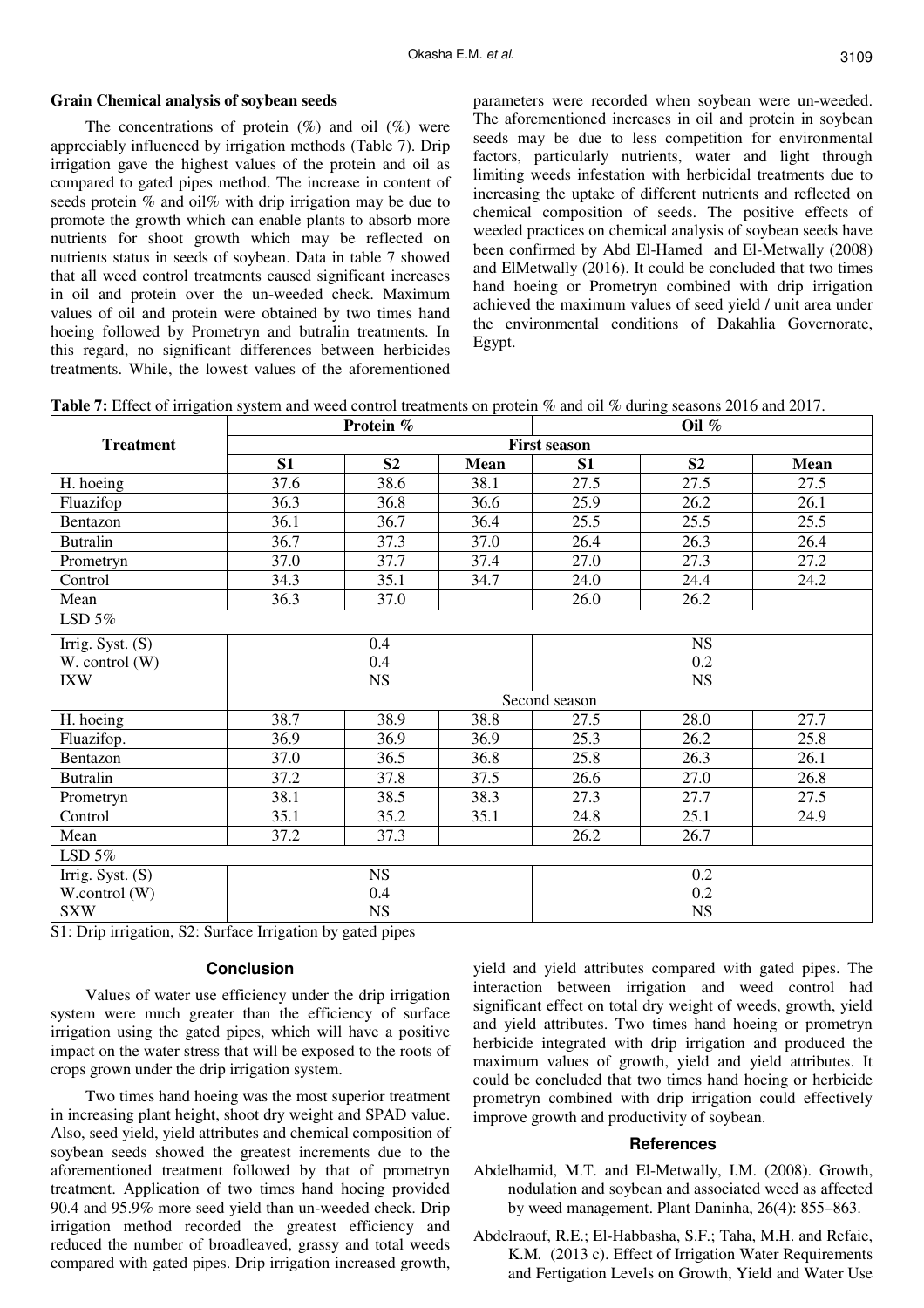**Grain Chemical analysis of soybean seeds**

The concentrations of protein (%) and oil (%) were appreciably influenced by irrigation methods (Table 7). Drip irrigation gave the highest values of the protein and oil as compared to gated pipes method. The increase in content of seeds protein % and oil% with drip irrigation may be due to promote the growth which can enable plants to absorb more nutrients for shoot growth which may be reflected on nutrients status in seeds of soybean. Data in table 7 showed that all weed control treatments caused significant increases in oil and protein over the un-weeded check. Maximum values of oil and protein were obtained by two times hand hoeing followed by Prometryn and butralin treatments. In this regard, no significant differences between herbicides treatments. While, the lowest values of the aforementioned parameters were recorded when soybean were un-weeded. The aforementioned increases in oil and protein in soybean seeds may be due to less competition for environmental factors, particularly nutrients, water and light through limiting weeds infestation with herbicidal treatments due to increasing the uptake of different nutrients and reflected on chemical composition of seeds. The positive effects of weeded practices on chemical analysis of soybean seeds have been confirmed by Abd El-Hamed and El-Metwally (2008) and ElMetwally (2016). It could be concluded that two times hand hoeing or Prometryn combined with drip irrigation achieved the maximum values of seed yield / unit area under the environmental conditions of Dakahlia Governorate, Egypt.

**Table 7:** Effect of irrigation system and weed control treatments on protein % and oil % during seasons 2016 and 2017.

| Treatment | Protein % | | | Oil % | | |
|---|---|---|---|---|---|---|
| | First season | | | | | |
| | S1 | S2 | Mean | S1 | S2 | Mean |
| H. hoeing | 37.6 | 38.6 | 38.1 | 27.5 | 27.5 | 27.5 |
| Fluazifop | 36.3 | 36.8 | 36.6 | 25.9 | 26.2 | 26.1 |
| Bentazon | 36.1 | 36.7 | 36.4 | 25.5 | 25.5 | 25.5 |
| Butralin | 36.7 | 37.3 | 37.0 | 26.4 | 26.3 | 26.4 |
| Prometryn | 37.0 | 37.7 | 37.4 | 27.0 | 27.3 | 27.2 |
| Control | 34.3 | 35.1 | 34.7 | 24.0 | 24.4 | 24.2 |
| Mean | 36.3 | 37.0 | | 26.0 | 26.2 | |
| LSD 5% | | | | | | |
| Irrig. Syst. (S) | 0.4 | | | NS | | |
| W. control (W) | 0.4 | | | 0.2 | | |
| IXW | NS | | | NS | | |
| | Second season | | | | | |
| H. hoeing | 38.7 | 38.9 | 38.8 | 27.5 | 28.0 | 27.7 |
| Fluazifop. | 36.9 | 36.9 | 36.9 | 25.3 | 26.2 | 25.8 |
| Bentazon | 37.0 | 36.5 | 36.8 | 25.8 | 26.3 | 26.1 |
| Butralin | 37.2 | 37.8 | 37.5 | 26.6 | 27.0 | 26.8 |
| Prometryn | 38.1 | 38.5 | 38.3 | 27.3 | 27.7 | 27.5 |
| Control | 35.1 | 35.2 | 35.1 | 24.8 | 25.1 | 24.9 |
| Mean | 37.2 | 37.3 | | 26.2 | 26.7 | |
| LSD 5% | | | | | | |
| Irrig. Syst. (S) | NS | | | 0.2 | | |
| W.control (W) | 0.4 | | | 0.2 | | |
| SXW | NS | | | NS | | |

S1: Drip irrigation, S2: Surface Irrigation by gated pipes

## Conclusion

Values of water use efficiency under the drip irrigation system were much greater than the efficiency of surface irrigation using the gated pipes, which will have a positive impact on the water stress that will be exposed to the roots of crops grown under the drip irrigation system.

Two times hand hoeing was the most superior treatment in increasing plant height, shoot dry weight and SPAD value. Also, seed yield, yield attributes and chemical composition of soybean seeds showed the greatest increments due to the aforementioned treatment followed by that of prometryn treatment. Application of two times hand hoeing provided 90.4 and 95.9% more seed yield than un-weeded check. Drip irrigation method recorded the greatest efficiency and reduced the number of broadleaved, grassy and total weeds compared with gated pipes. Drip irrigation increased growth, yield and yield attributes compared with gated pipes. The interaction between irrigation and weed control had significant effect on total dry weight of weeds, growth, yield and yield attributes. Two times hand hoeing or prometryn herbicide integrated with drip irrigation and produced the maximum values of growth, yield and yield attributes. It could be concluded that two times hand hoeing or herbicide prometryn combined with drip irrigation could effectively improve growth and productivity of soybean.

## References

Abdelhamid, M.T. and El-Metwally, I.M. (2008). Growth, nodulation and soybean and associated weed as affected by weed management. Plant Daninha, 26(4): 855–863.

Abdelraouf, R.E.; El-Habbasha, S.F.; Taha, M.H. and Refaie, K.M. (2013 c). Effect of Irrigation Water Requirements and Fertigation Levels on Growth, Yield and Water Use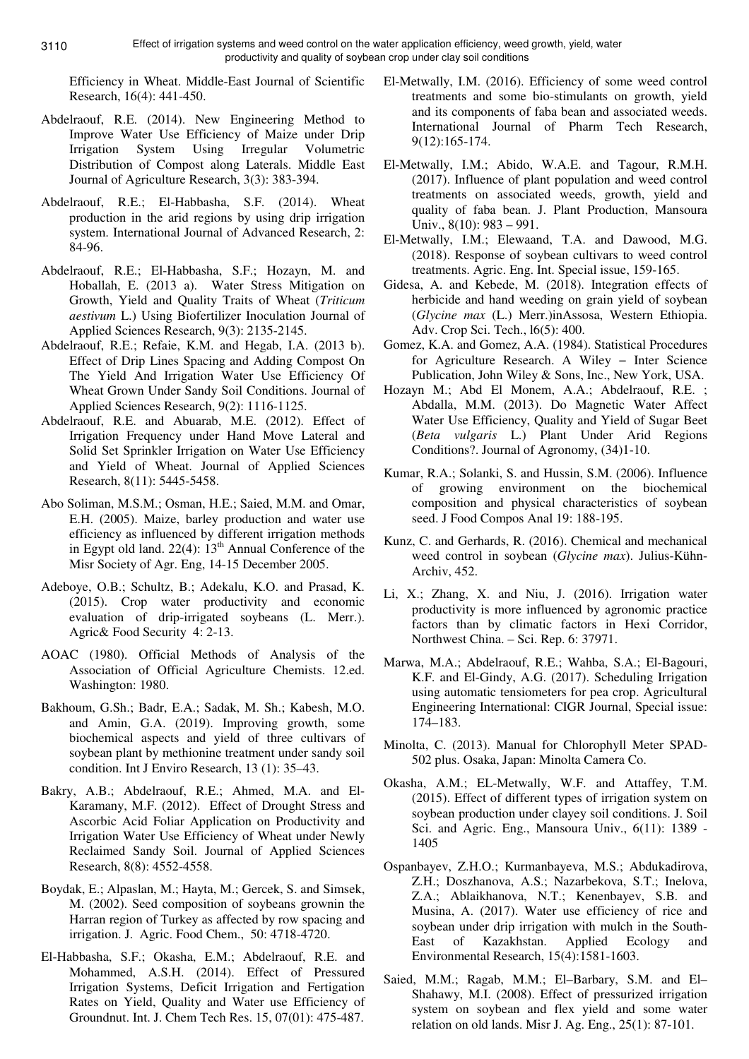Efficiency in Wheat. Middle-East Journal of Scientific Research, 16(4): 441-450.

Abdelraouf, R.E. (2014). New Engineering Method to Improve Water Use Efficiency of Maize under Drip Irrigation System Using Irregular Volumetric Distribution of Compost along Laterals. Middle East Journal of Agriculture Research, 3(3): 383-394.

Abdelraouf, R.E.; El-Habbasha, S.F. (2014). Wheat production in the arid regions by using drip irrigation system. International Journal of Advanced Research, 2: 84-96.

Abdelraouf, R.E.; El-Habbasha, S.F.; Hozayn, M. and Hoballah, E. (2013 a). Water Stress Mitigation on Growth, Yield and Quality Traits of Wheat (*Triticum aestivum* L.) Using Biofertilizer Inoculation Journal of Applied Sciences Research, 9(3): 2135-2145.

Abdelraouf, R.E.; Refaie, K.M. and Hegab, I.A. (2013 b). Effect of Drip Lines Spacing and Adding Compost On The Yield And Irrigation Water Use Efficiency Of Wheat Grown Under Sandy Soil Conditions. Journal of Applied Sciences Research, 9(2): 1116-1125.

Abdelraouf, R.E. and Abuarab, M.E. (2012). Effect of Irrigation Frequency under Hand Move Lateral and Solid Set Sprinkler Irrigation on Water Use Efficiency and Yield of Wheat. Journal of Applied Sciences Research, 8(11): 5445-5458.

Abo Soliman, M.S.M.; Osman, H.E.; Saied, M.M. and Omar, E.H. (2005). Maize, barley production and water use efficiency as influenced by different irrigation methods in Egypt old land. 22(4): 13th Annual Conference of the Misr Society of Agr. Eng, 14-15 December 2005.

Adeboye, O.B.; Schultz, B.; Adekalu, K.O. and Prasad, K. (2015). Crop water productivity and economic evaluation of drip-irrigated soybeans (L. Merr.). Agric& Food Security 4: 2-13.

AOAC (1980). Official Methods of Analysis of the Association of Official Agriculture Chemists. 12.ed. Washington: 1980.

Bakhoum, G.Sh.; Badr, E.A.; Sadak, M. Sh.; Kabesh, M.O. and Amin, G.A. (2019). Improving growth, some biochemical aspects and yield of three cultivars of soybean plant by methionine treatment under sandy soil condition. Int J Enviro Research, 13 (1): 35–43.

Bakry, A.B.; Abdelraouf, R.E.; Ahmed, M.A. and El-Karamany, M.F. (2012). Effect of Drought Stress and Ascorbic Acid Foliar Application on Productivity and Irrigation Water Use Efficiency of Wheat under Newly Reclaimed Sandy Soil. Journal of Applied Sciences Research, 8(8): 4552-4558.

Boydak, E.; Alpaslan, M.; Hayta, M.; Gercek, S. and Simsek, M. (2002). Seed composition of soybeans grownin the Harran region of Turkey as affected by row spacing and irrigation. J. Agric. Food Chem., 50: 4718-4720.

El-Habbasha, S.F.; Okasha, E.M.; Abdelraouf, R.E. and Mohammed, A.S.H. (2014). Effect of Pressured Irrigation Systems, Deficit Irrigation and Fertigation Rates on Yield, Quality and Water use Efficiency of Groundnut. Int. J. Chem Tech Res. 15, 07(01): 475-487.

El-Metwally, I.M. (2016). Efficiency of some weed control treatments and some bio-stimulants on growth, yield and its components of faba bean and associated weeds. International Journal of Pharm Tech Research, 9(12):165-174.

El-Metwally, I.M.; Abido, W.A.E. and Tagour, R.M.H. (2017). Influence of plant population and weed control treatments on associated weeds, growth, yield and quality of faba bean. J. Plant Production, Mansoura Univ., 8(10): 983 – 991.

El-Metwally, I.M.; Elewaand, T.A. and Dawood, M.G. (2018). Response of soybean cultivars to weed control treatments. Agric. Eng. Int. Special issue, 159-165.

Gidesa, A. and Kebede, M. (2018). Integration effects of herbicide and hand weeding on grain yield of soybean (*Glycine max* (L.) Merr.)inAssosa, Western Ethiopia. Adv. Crop Sci. Tech., l6(5): 400.

Gomez, K.A. and Gomez, A.A. (1984). Statistical Procedures for Agriculture Research. A Wiley – Inter Science Publication, John Wiley & Sons, Inc., New York, USA.

Hozayn M.; Abd El Monem, A.A.; Abdelraouf, R.E. ; Abdalla, M.M. (2013). Do Magnetic Water Affect Water Use Efficiency, Quality and Yield of Sugar Beet (*Beta vulgaris* L.) Plant Under Arid Regions Conditions?. Journal of Agronomy, (34)1-10.

Kumar, R.A.; Solanki, S. and Hussin, S.M. (2006). Influence of growing environment on the biochemical composition and physical characteristics of soybean seed. J Food Compos Anal 19: 188-195.

Kunz, C. and Gerhards, R. (2016). Chemical and mechanical weed control in soybean (*Glycine max*). Julius-Kühn-Archiv, 452.

Li, X.; Zhang, X. and Niu, J. (2016). Irrigation water productivity is more influenced by agronomic practice factors than by climatic factors in Hexi Corridor, Northwest China. – Sci. Rep. 6: 37971.

Marwa, M.A.; Abdelraouf, R.E.; Wahba, S.A.; El-Bagouri, K.F. and El-Gindy, A.G. (2017). Scheduling Irrigation using automatic tensiometers for pea crop. Agricultural Engineering International: CIGR Journal, Special issue: 174–183.

Minolta, C. (2013). Manual for Chlorophyll Meter SPAD-502 plus. Osaka, Japan: Minolta Camera Co.

Okasha, A.M.; EL-Metwally, W.F. and Attaffey, T.M. (2015). Effect of different types of irrigation system on soybean production under clayey soil conditions. J. Soil Sci. and Agric. Eng., Mansoura Univ., 6(11): 1389 - 1405

Ospanbayev, Z.H.O.; Kurmanbayeva, M.S.; Abdukadirova, Z.H.; Doszhanova, A.S.; Nazarbekova, S.T.; Inelova, Z.A.; Ablaikhanova, N.T.; Kenenbayev, S.B. and Musina, A. (2017). Water use efficiency of rice and soybean under drip irrigation with mulch in the South-East of Kazakhstan. Applied Ecology and Environmental Research, 15(4):1581-1603.

Saied, M.M.; Ragab, M.M.; El–Barbary, S.M. and El–Shahawy, M.I. (2008). Effect of pressurized irrigation system on soybean and flex yield and some water relation on old lands. Misr J. Ag. Eng., 25(1): 87-101.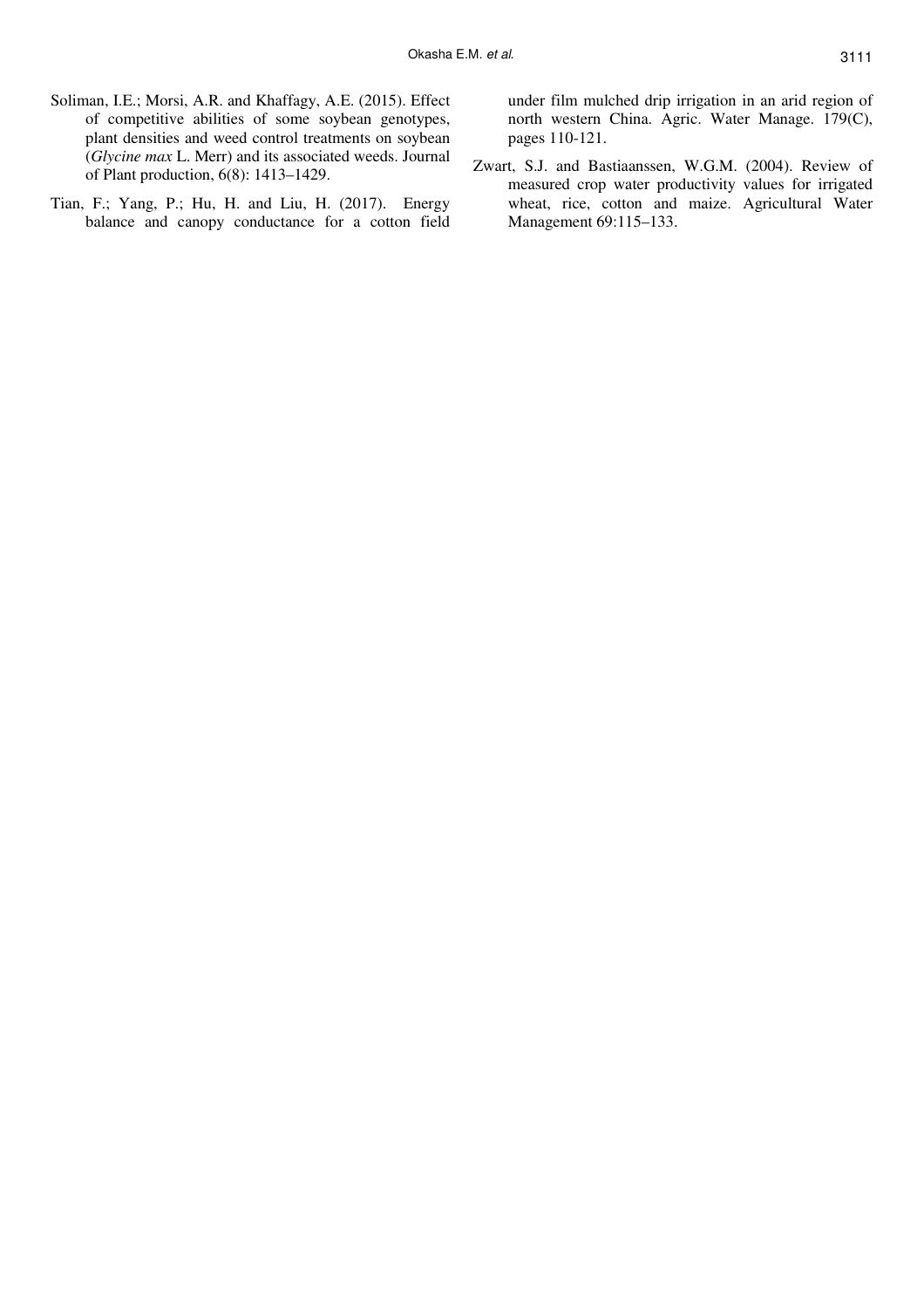Soliman, I.E.; Morsi, A.R. and Khaffagy, A.E. (2015). Effect of competitive abilities of some soybean genotypes, plant densities and weed control treatments on soybean (*Glycine max* L. Merr) and its associated weeds. Journal of Plant production, 6(8): 1413–1429.

Tian, F.; Yang, P.; Hu, H. and Liu, H. (2017). Energy balance and canopy conductance for a cotton field under film mulched drip irrigation in an arid region of north western China. Agric. Water Manage. 179(C), pages 110-121.

Zwart, S.J. and Bastiaanssen, W.G.M. (2004). Review of measured crop water productivity values for irrigated wheat, rice, cotton and maize. Agricultural Water Management 69:115–133.